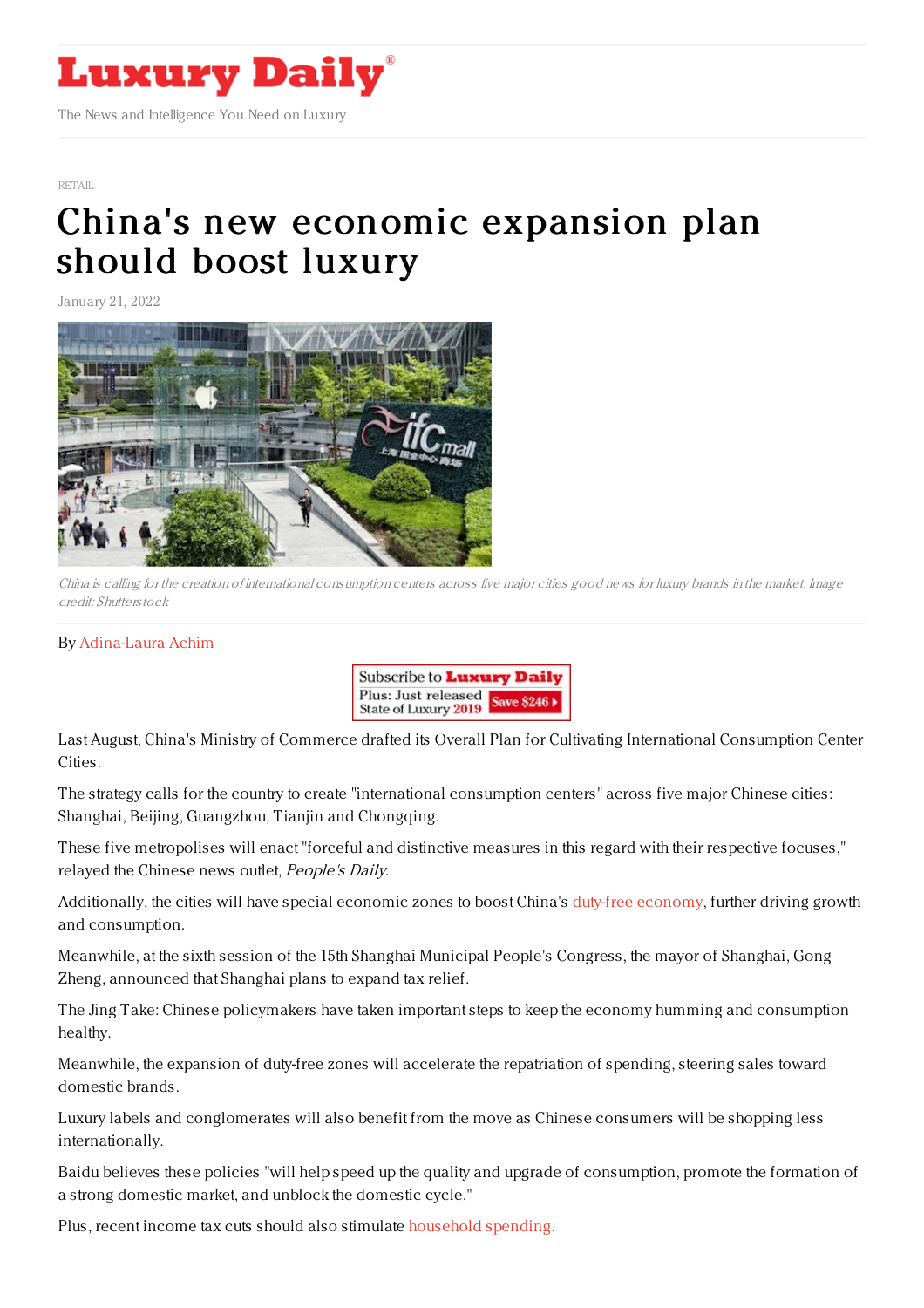RETAIL

# China's new economic expansion plan should boost luxury

January 21, 2022

*China is calling for the creation of international consumption centers across five major cities good news for luxury brands in the market. Image credit: Shutterstock*

By Adina-Laura Achim

Last August, China's Ministry of Commerce drafted its Overall Plan for Cultivating International Consumption Center Cities.

The strategy calls for the country to create "international consumption centers" across five major Chinese cities: Shanghai, Beijing, Guangzhou, Tianjin and Chongqing.

These five metropolises will enact "forceful and distinctive measures in this regard with their respective focuses," relayed the Chinese news outlet, *People's Daily*.

Additionally, the cities will have special economic zones to boost China's duty-free economy, further driving growth and consumption.

Meanwhile, at the sixth session of the 15th Shanghai Municipal People's Congress, the mayor of Shanghai, Gong Zheng, announced that Shanghai plans to expand tax relief.

The Jing Take: Chinese policymakers have taken important steps to keep the economy humming and consumption healthy.

Meanwhile, the expansion of duty-free zones will accelerate the repatriation of spending, steering sales toward domestic brands.

Luxury labels and conglomerates will also benefit from the move as Chinese consumers will be shopping less internationally.

Baidu believes these policies "will help speed up the quality and upgrade of consumption, promote the formation of a strong domestic market, and unblock the domestic cycle."

Plus, recent income tax cuts should also stimulate household spending.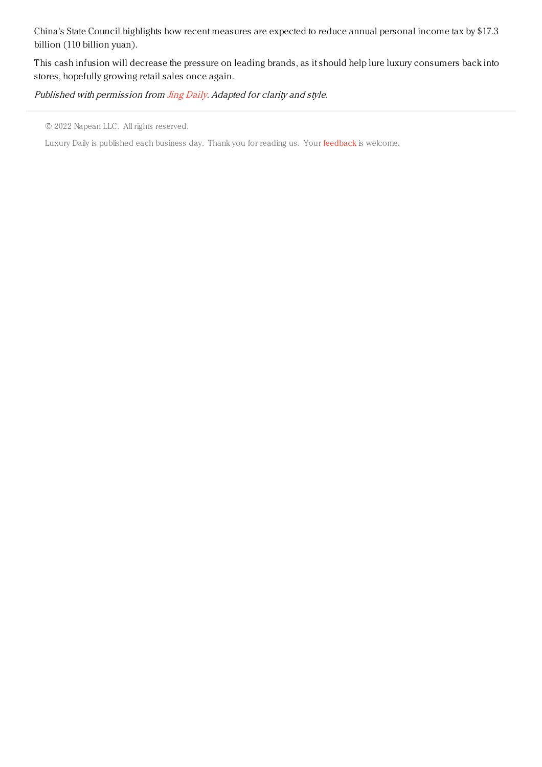China's State Council highlights how recent measures are expected to reduce annual personal income tax by $17.3 billion (110 billion yuan).

This cash infusion will decrease the pressure on leading brands, as it should help lure luxury consumers back into stores, hopefully growing retail sales once again.

*Published with permission from Jing Daily. Adapted for clarity and style.*

---

© 2022 Napean LLC. All rights reserved.

Luxury Daily is published each business day. Thank you for reading us. Your feedback is welcome.